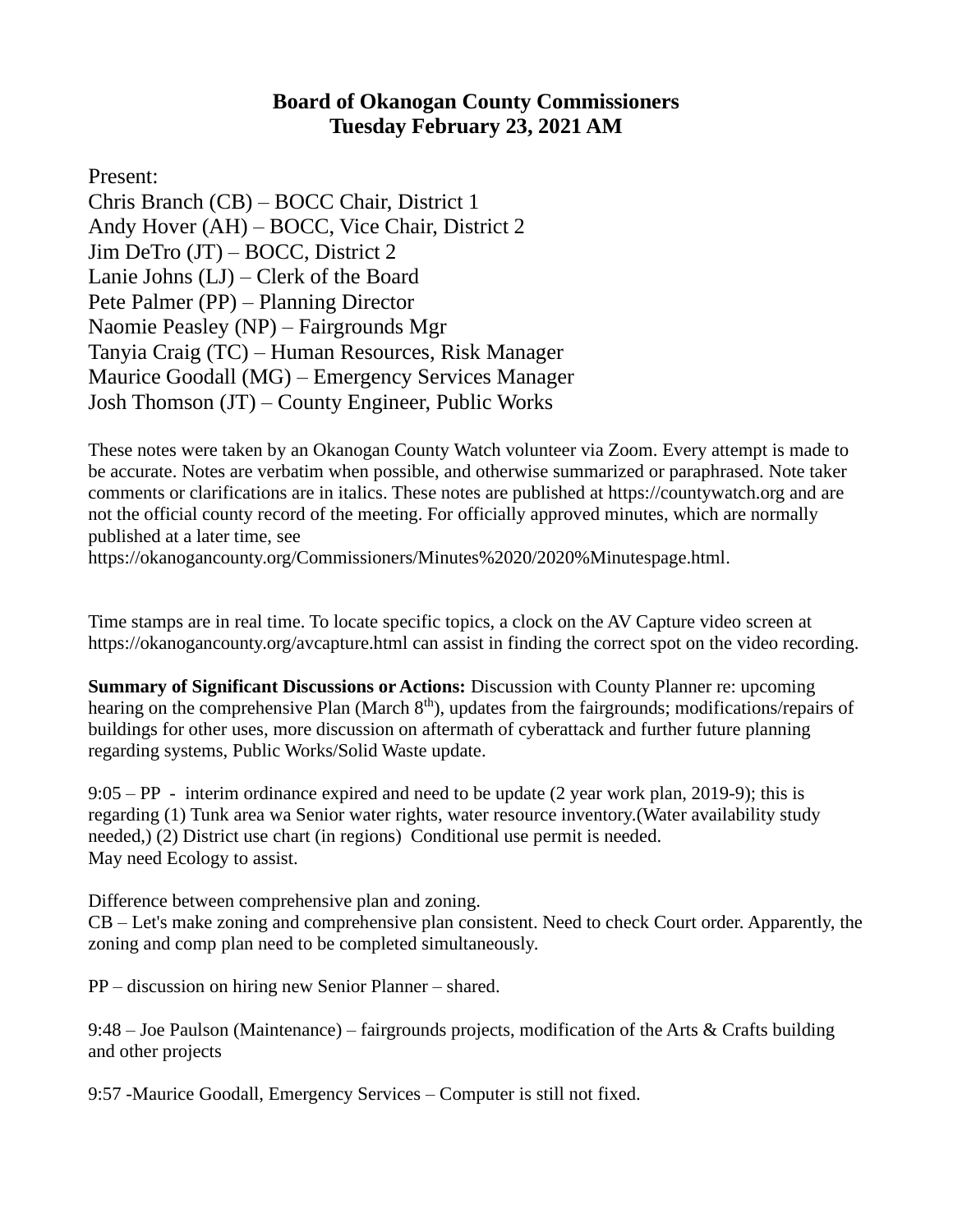# Board of Okanogan County Commissioners
# Tuesday February 23, 2021 AM

Present:
Chris Branch (CB) – BOCC Chair, District 1
Andy Hover (AH) – BOCC, Vice Chair, District 2
Jim DeTro (JT) – BOCC, District 2
Lanie Johns (LJ) – Clerk of the Board
Pete Palmer (PP) – Planning Director
Naomie Peasley (NP) – Fairgrounds Mgr
Tanyia Craig (TC) – Human Resources, Risk Manager
Maurice Goodall (MG) – Emergency Services Manager
Josh Thomson (JT) – County Engineer, Public Works

These notes were taken by an Okanogan County Watch volunteer via Zoom. Every attempt is made to be accurate. Notes are verbatim when possible, and otherwise summarized or paraphrased. Note taker comments or clarifications are in italics. These notes are published at https://countywatch.org and are not the official county record of the meeting. For officially approved minutes, which are normally published at a later time, see https://okanogancounty.org/Commissioners/Minutes%2020/2020%Minutespage.html.

Time stamps are in real time. To locate specific topics, a clock on the AV Capture video screen at https://okanogancounty.org/avcapture.html can assist in finding the correct spot on the video recording.

**Summary of Significant Discussions or Actions:** Discussion with County Planner re: upcoming hearing on the comprehensive Plan (March 8th), updates from the fairgrounds; modifications/repairs of buildings for other uses, more discussion on aftermath of cyberattack and further future planning regarding systems, Public Works/Solid Waste update.

9:05 – PP - interim ordinance expired and need to be update (2 year work plan, 2019-9); this is regarding (1) Tunk area wa Senior water rights, water resource inventory.(Water availability study needed,) (2) District use chart (in regions) Conditional use permit is needed.
May need Ecology to assist.

Difference between comprehensive plan and zoning.
CB – Let's make zoning and comprehensive plan consistent. Need to check Court order. Apparently, the zoning and comp plan need to be completed simultaneously.

PP – discussion on hiring new Senior Planner – shared.

9:48 – Joe Paulson (Maintenance) – fairgrounds projects, modification of the Arts & Crafts building and other projects

9:57 -Maurice Goodall, Emergency Services – Computer is still not fixed.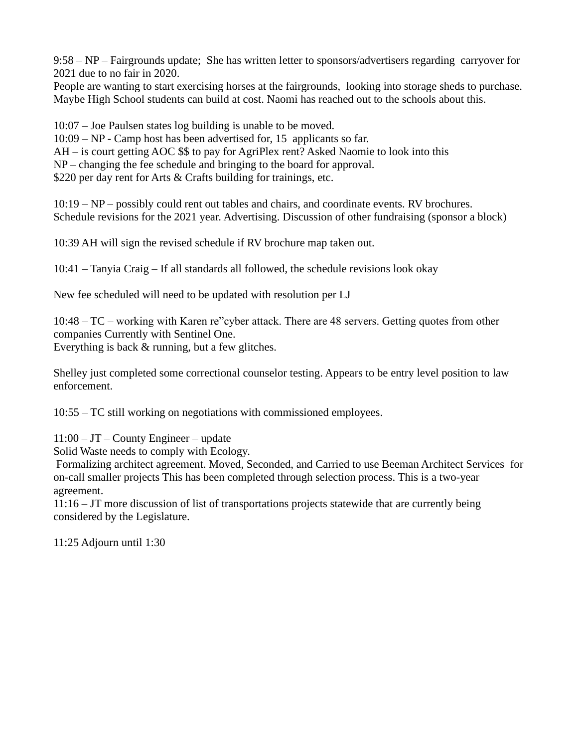9:58 – NP – Fairgrounds update; She has written letter to sponsors/advertisers regarding carryover for 2021 due to no fair in 2020.
People are wanting to start exercising horses at the fairgrounds, looking into storage sheds to purchase. Maybe High School students can build at cost. Naomi has reached out to the schools about this.

10:07 – Joe Paulsen states log building is unable to be moved.
10:09 – NP - Camp host has been advertised for, 15 applicants so far.
AH – is court getting AOC $$ to pay for AgriPlex rent? Asked Naomie to look into this
NP – changing the fee schedule and bringing to the board for approval.
$220 per day rent for Arts & Crafts building for trainings, etc.

10:19 – NP – possibly could rent out tables and chairs, and coordinate events. RV brochures. Schedule revisions for the 2021 year. Advertising. Discussion of other fundraising (sponsor a block)

10:39 AH will sign the revised schedule if RV brochure map taken out.

10:41 – Tanyia Craig – If all standards all followed, the schedule revisions look okay

New fee scheduled will need to be updated with resolution per LJ

10:48 – TC – working with Karen re"cyber attack. There are 48 servers. Getting quotes from other companies Currently with Sentinel One.
Everything is back & running, but a few glitches.

Shelley just completed some correctional counselor testing. Appears to be entry level position to law enforcement.

10:55 – TC still working on negotiations with commissioned employees.

11:00 – JT – County Engineer – update
Solid Waste needs to comply with Ecology.
Formalizing architect agreement. Moved, Seconded, and Carried to use Beeman Architect Services for on-call smaller projects This has been completed through selection process. This is a two-year agreement.
11:16 – JT more discussion of list of transportations projects statewide that are currently being considered by the Legislature.

11:25 Adjourn until 1:30